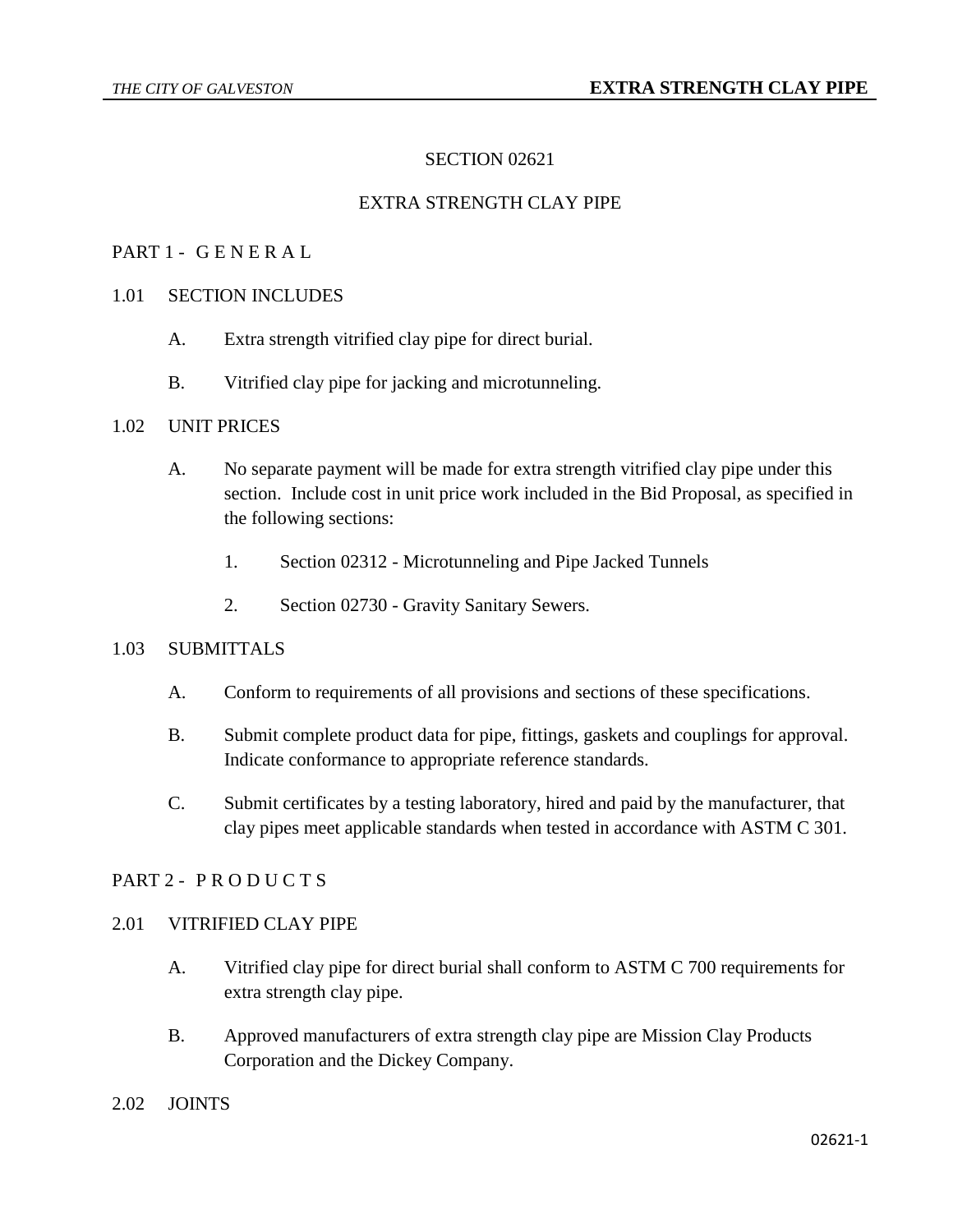# SECTION 02621

# EXTRA STRENGTH CLAY PIPE

## PART 1 - G E N E R A L

### 1.01 SECTION INCLUDES

A. Extra strength vitrified clay pipe for direct burial.

B. Vitrified clay pipe for jacking and microtunneling.

### 1.02 UNIT PRICES

A. No separate payment will be made for extra strength vitrified clay pipe under this section. Include cost in unit price work included in the Bid Proposal, as specified in the following sections:

1. Section 02312 - Microtunneling and Pipe Jacked Tunnels

2. Section 02730 - Gravity Sanitary Sewers.

### 1.03 SUBMITTALS

A. Conform to requirements of all provisions and sections of these specifications.

B. Submit complete product data for pipe, fittings, gaskets and couplings for approval. Indicate conformance to appropriate reference standards.

C. Submit certificates by a testing laboratory, hired and paid by the manufacturer, that clay pipes meet applicable standards when tested in accordance with ASTM C 301.

## PART 2 - P R O D U C T S

### 2.01 VITRIFIED CLAY PIPE

A. Vitrified clay pipe for direct burial shall conform to ASTM C 700 requirements for extra strength clay pipe.

B. Approved manufacturers of extra strength clay pipe are Mission Clay Products Corporation and the Dickey Company.

### 2.02 JOINTS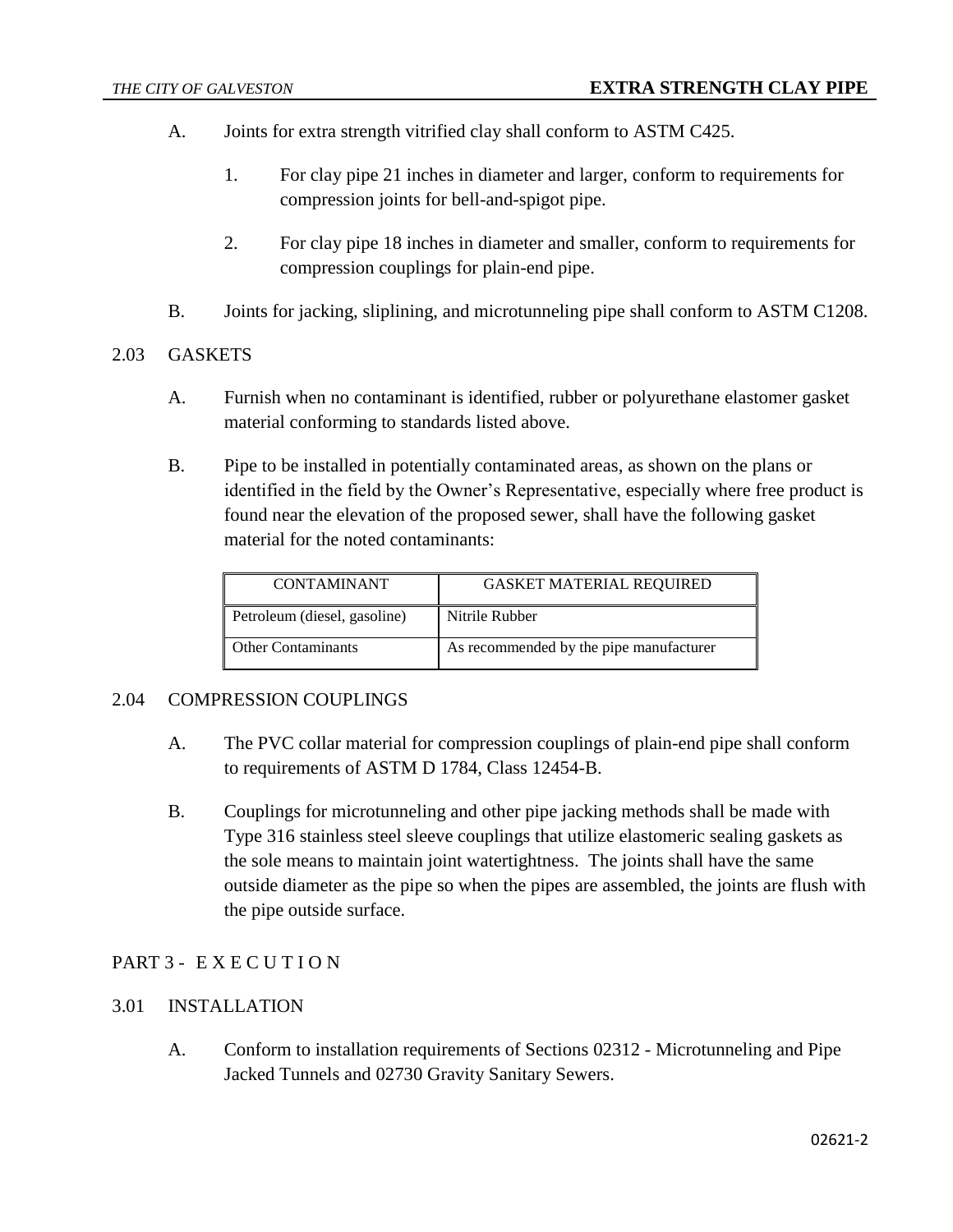A. Joints for extra strength vitrified clay shall conform to ASTM C425.

   1. For clay pipe 21 inches in diameter and larger, conform to requirements for compression joints for bell-and-spigot pipe.

   2. For clay pipe 18 inches in diameter and smaller, conform to requirements for compression couplings for plain-end pipe.

B. Joints for jacking, sliplining, and microtunneling pipe shall conform to ASTM C1208.

## 2.03 GASKETS

A. Furnish when no contaminant is identified, rubber or polyurethane elastomer gasket material conforming to standards listed above.

B. Pipe to be installed in potentially contaminated areas, as shown on the plans or identified in the field by the Owner's Representative, especially where free product is found near the elevation of the proposed sewer, shall have the following gasket material for the noted contaminants:

| CONTAMINANT | GASKET MATERIAL REQUIRED |
|---|---|
| Petroleum (diesel, gasoline) | Nitrile Rubber |
| Other Contaminants | As recommended by the pipe manufacturer |

## 2.04 COMPRESSION COUPLINGS

A. The PVC collar material for compression couplings of plain-end pipe shall conform to requirements of ASTM D 1784, Class 12454-B.

B. Couplings for microtunneling and other pipe jacking methods shall be made with Type 316 stainless steel sleeve couplings that utilize elastomeric sealing gaskets as the sole means to maintain joint watertightness. The joints shall have the same outside diameter as the pipe so when the pipes are assembled, the joints are flush with the pipe outside surface.

# PART 3 - E X E C U T I O N

## 3.01 INSTALLATION

A. Conform to installation requirements of Sections 02312 - Microtunneling and Pipe Jacked Tunnels and 02730 Gravity Sanitary Sewers.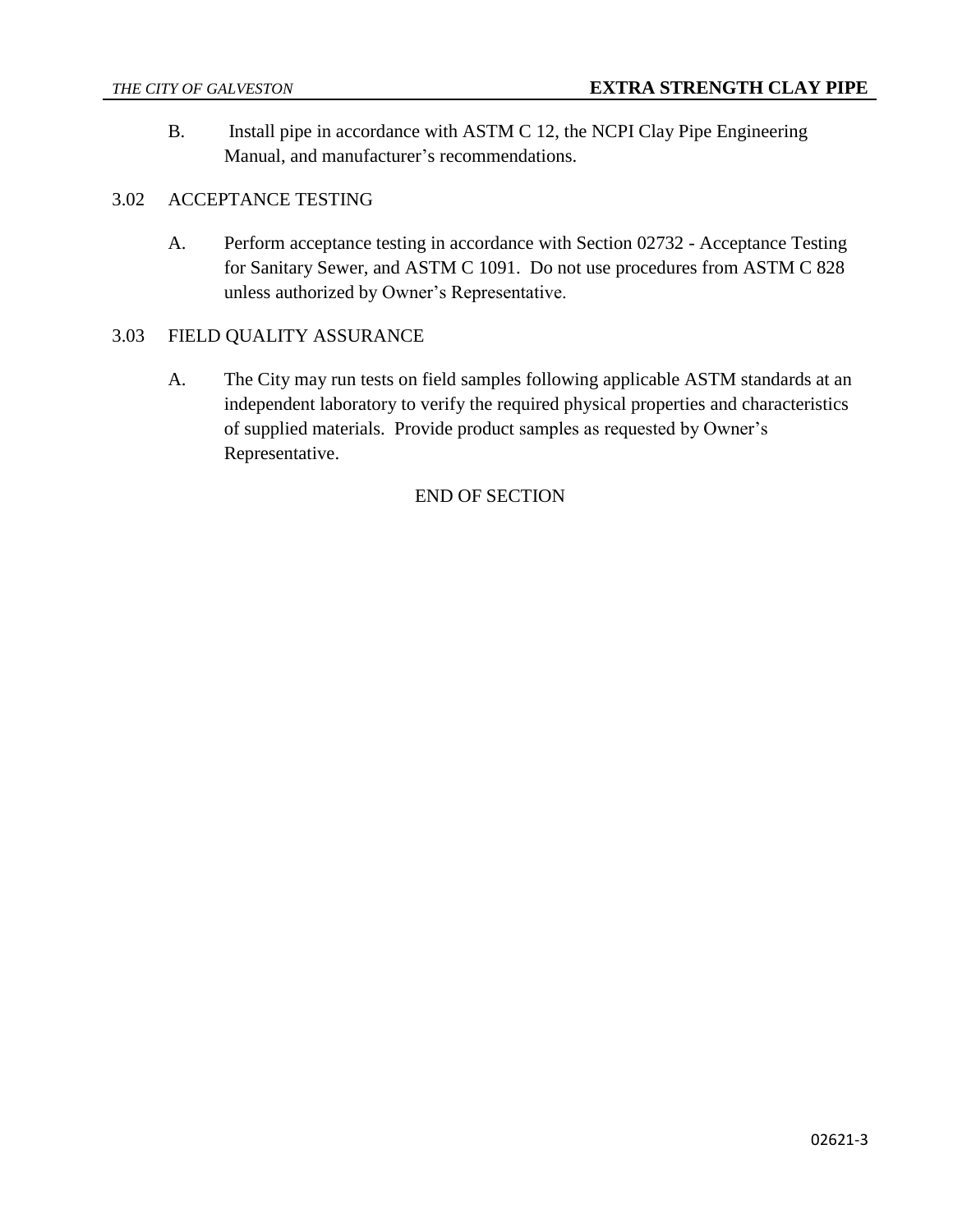B. Install pipe in accordance with ASTM C 12, the NCPI Clay Pipe Engineering Manual, and manufacturer's recommendations.

## 3.02 ACCEPTANCE TESTING

A. Perform acceptance testing in accordance with Section 02732 - Acceptance Testing for Sanitary Sewer, and ASTM C 1091. Do not use procedures from ASTM C 828 unless authorized by Owner's Representative.

## 3.03 FIELD QUALITY ASSURANCE

A. The City may run tests on field samples following applicable ASTM standards at an independent laboratory to verify the required physical properties and characteristics of supplied materials. Provide product samples as requested by Owner's Representative.

END OF SECTION